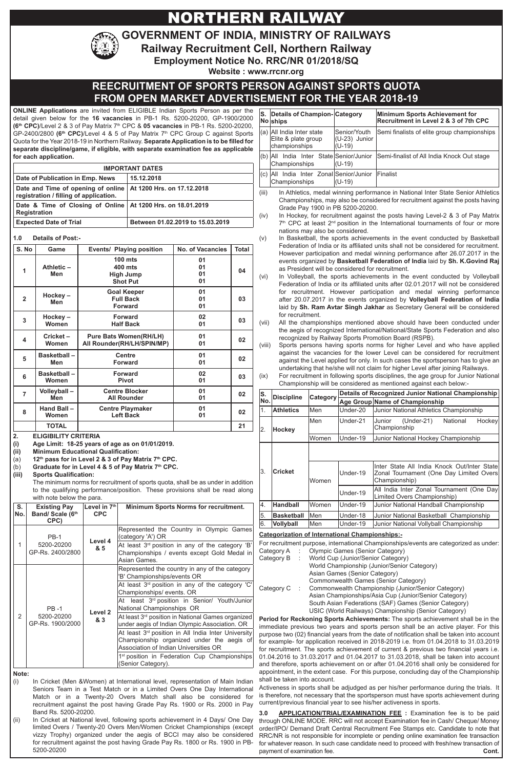# NORTHERN RAILWAY

## GOVERNMENT OF INDIA, MINISTRY OF RAILWAYS

### Railway Recruitment Cell, Northern Railway

### Employment Notice No. RRC/NR 01/2018/SQ

**Website : www.rrcnr.org**

## REECRUITMENT OF SPORTS PERSON AGAINST SPORTS QUOTA FROM OPEN MARKET ADVERTISEMENT FOR THE YEAR 2018-19

**ONLINE Applications** are invited from ELIGIBLE Indian Sports Person as per the detail given below for the **16 vacancies** in PB-1 Rs. 5200-20200, GP-1900/2000 **(6th CPC)**/Level 2 & 3 of Pay Matrix 7th CPC & **05 vacancies** in PB-1 Rs. 5200-20200, GP-2400/2800 **(6th CPC)**/Level 4 & 5 of Pay Matrix 7th CPC Group C against Sports Quota for the Year 2018-19 in Northern Railway. **Separate Application is to be filled for separate discipline/game, if eligible, with separate examination fee as applicable for each application.**

| IMPORTANT DATES | |
|---|---|
| **Date of Publication in Emp. News** | **15.12.2018** |
| **Date and Time of opening of online registration / filling of application.** | **At 1200 Hrs. on 17.12.2018** |
| **Date & Time of Closing of Online Registration** | **At 1200 Hrs. on 18.01.2019** |
| **Expected Date of Trial** | **Between 01.02.2019 to 15.03.2019** |

**1.0 Details of Post:-**

| S. No | Game | Events/ Playing position | No. of Vacancies | Total |
|---|---|---|---|---|
| 1 | Athletic – Men | 100 mts<br>400 mts<br>High Jump<br>Shot Put | 01<br>01<br>01<br>01 | 04 |
| 2 | Hockey – Men | Goal Keeper<br>Full Back<br>Forward | 01<br>01<br>01 | 03 |
| 3 | Hockey – Women | Forward<br>Half Back | 02<br>01 | 03 |
| 4 | Cricket – Women | Pure Bats Women(RH/LH)<br>All Rounder(RH/LH/SPIN/MP) | 01<br>01 | 02 |
| 5 | Basketball – Men | Centre<br>Forward | 01<br>01 | 02 |
| 6 | Basketball – Women | Forward<br>Pivot | 02<br>01 | 03 |
| 7 | Volleyball – Men | Centre Blocker<br>All Rounder | 01<br>01 | 02 |
| 8 | Hand Ball – Women | Centre Playmaker<br>Left Back | 01<br>01 | 02 |
| | **TOTAL** | | | **21** |

**2. ELIGIBILITY CRITERIA**

**(i) Age Limit: 18-25 years of age as on 01/01/2019.**

**(ii) Minimum Educational Qualification:**

(a) **12th pass for in Level 2 & 3 of Pay Matrix 7th CPC.**

(b) **Graduate for in Level 4 & 5 of Pay Matrix 7th CPC.**

**(iii) Sports Qualification:**

The minimum norms for recruitment of sports quota, shall be as under in addition to the qualifying performance/position. These provisions shall be read along with note below the para.

| S. No. | Existing Pay Band/ Scale (6th CPC) | Level in 7th CPC | Minimum Sports Norms for recruitment. |
|---|---|---|---|
| 1 | PB-1 5200-20200 GP-Rs. 2400/2800 | Level 4 & 5 | Represented the Country in Olympic Games (category 'A') OR |
| | | | At least 3rd position in any of the category 'B' Championships / events except Gold Medal in Asian Games. |
| 2 | PB -1 5200-20200 GP-Rs. 1900/2000 | Level 2 & 3 | Represented the country in any of the category 'B' Championships/events OR |
| | | | At least 3rd position in any of the category 'C' Championships/ events. OR |
| | | | At least 3rd position in Senior/ Youth/Junior National Championships OR |
| | | | At least 3rd position in National Games organized under aegis of Indian Olympic Association. OR |
| | | | At least 3rd position in All India Inter University Championship organized under the aegis of Association of Indian Universities OR |
| | | | 1st position in Federation Cup Championships (Senior Category). |

**Note:**

(i) In Cricket (Men &Women) at International level, representation of Main Indian Seniors Team in a Test Match or in a Limited Overs One Day International Match or in a Twenty-20 Overs Match shall also be considered for recruitment against the post having Grade Pay Rs. 1900 or Rs. 2000 in Pay Band Rs. 5200-20200.

(ii) In Cricket at National level, following sports achievement in 4 Days/ One Day limited Overs / Twenty-20 Overs Men/Women Cricket Championships (except vizzy Trophy) organized under the aegis of BCCI may also be considered for recruitment against the post having Grade Pay Rs. 1800 or Rs. 1900 in PB-5200-20200

| S. No | Details of Championships | Category | Minimum Sports Achievement for Recruitment in Level 2 & 3 of 7th CPC |
|---|---|---|---|
| (a) | All India Inter state Elite & plate group championships | Senior/Youth (U-23) Junior (U-19) | Semi finalists of elite group championships |
| (b) | All India Inter State Championships | Senior/Junior (U-19) | Semi-finalist of All India Knock Out stage |
| (c) | All India Inter Zonal Championships | Senior/Junior (U-19) | Finalist |

(iii) In Athletics, medal winning performance in National Inter State Senior Athletics Championships, may also be considered for recruitment against the posts having Grade Pay 1900 in PB 5200-20200.

(iv) In Hockey, for recruitment against the posts having Level-2 & 3 of Pay Matrix 7th CPC at least 2nd position in the International tournaments of four or more nations may also be considered.

(v) In Basketball, the sports achievements in the event conducted by Basketball Federation of India or its affiliated units shall not be considered for recruitment. However participation and medal winning performance after 26.07.2017 in the events organized by **Basketball Federation of India** laid by **Sh. K.Govind Raj** as President will be considered for recruitment.

(vi) In Volleyball, the sports achievements in the event conducted by Volleyball Federation of India or its affiliated units after 02.01.2017 will not be considered for recruitment. However participation and medal winning performance after 20.07.2017 in the events organized by **Volleyball Federation of India** laid by **Sh. Ram Avtar Singh Jakhar** as Secretary General will be considered for recruitment.

(vii) All the championships mentioned above should have been conducted under the aegis of recognized International/National/State Sports Federation and also recognized by Railway Sports Promotion Board (RSPB).

(viii) Sports persons having sports norms for higher Level and who have applied against the vacancies for the lower Level can be considered for recruitment against the Level applied for only. In such cases the sportsperson has to give an undertaking that he/she will not claim for higher Level after joining Railways.

(ix) For recruitment in following sports disciplines, the age group for Junior National Championship will be considered as mentioned against each below:-

| S. No. | Discipline | Category | Details of Recognized Junior National Championship | |
|---|---|---|---|---|
| | | | Age Group | Name of Championship |
| 1. | Athletics | Men | Under-20 | Junior National Athletics Championship |
| 2. | Hockey | Men | Under-21 | Junior (Under-21) National Hockey Championship |
| | | Women | Under-19 | Junior National Hockey Championship |
| 3. | Cricket | Women | Under-19 | Inter State All India Knock Out/Inter State Zonal Tournament (One Day Limited Overs Championship) |
| | | | Under-19 | All India Inter Zonal Tournament (One Day Limited Overs Championship) |
| 4. | Handball | Women | Under-19 | Junior National Handball Championship |
| 5. | Basketball | Men | Under-18 | Junior National Basketball Championship |
| 6. | Vollyball | Men | Under-19 | Junior National Vollyball Championship |

**Categorization of International Championships:-**

For recruitment purpose, international Championships/events are categorized as under:

Category A : Olympic Games (Senior Category)

Category B : World Cup (Junior/Senior Category)
World Championship (Junior/Senior Category)
Asian Games (Senior Category)
Commonwealth Games (Senior Category)

Category C : Commonwealth Championship (Junior/Senior Category)
Asian Championships/Asia Cup (Junior/Senior Category)
South Asian Federations (SAF) Games (Senior Category)
USIC (World Railways) Championship (Senior Category)

**Period for Reckoning Sports Achievements:** The sports achievement shall be in the immediate previous two years and sports person shall be an active player. For this purpose two (02) financial years from the date of notification shall be taken into account for example- for application received in 2018-2019 i.e. from 01.04.2018 to 31.03.2019 for recruitment. The sports achievement of current & previous two financial years i.e. 01.04.2016 to 31.03.2017 and 01.04.2017 to 31.03.2018, shall be taken into account and therefore, sports achievement on or after 01.04.2016 shall only be considered for appointment, in the extent case. For this purpose, concluding day of the Championship shall be taken into account.

Activeness in sports shall be adjudged as per his/her performance during the trials. It is therefore, not necessary that the sportsperson must have sports achievement during current/previous financial year to see his/her activeness in sports.

**3.0 APPLICATION/TRIAL/EXAMINATION FEE :** Examination fee is to be paid through ONLINE MODE. RRC will not accept Examination fee in Cash/ Cheque/ Money order/IPO/ Demand Draft Central Recruitment Fee Stamps etc. Candidate to note that RRC/NR is not responsible for incomplete or pending online examination fee transaction for whatever reason. In such case candidate need to proceed with fresh/new transaction of payment of examination fee. **Cont.**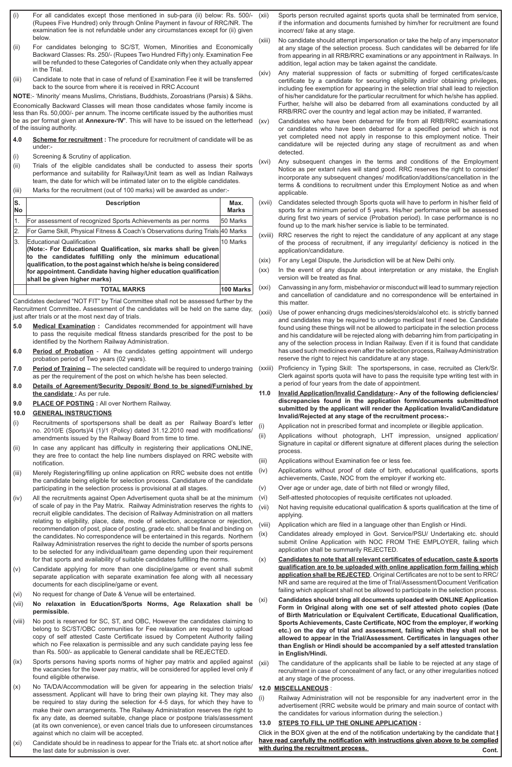(i) For all candidates except those mentioned in sub-para (ii) below: Rs. 500/- (Rupees Five Hundred) only through Online Payment in favour of RRC/NR. The examination fee is not refundable under any circumstances except for (ii) given below.

(ii) For candidates belonging to SC/ST, Women, Minorities and Economically Backward Classes: Rs. 250/- (Rupees Two Hundred Fifty) only. Examination Fee will be refunded to these Categories of Candidate only when they actually appear in the Trial.

(iii) Candidate to note that in case of refund of Examination Fee it will be transferred back to the source from where it is received in RRC Account

**NOTE**:- 'Minority' means Muslims, Christians, Buddhists, Zoroastrians (Parsis) & Sikhs. Economically Backward Classes will mean those candidates whose family income is less than Rs. 50,000/- per annum. The income certificate issued by the authorities must be as per format given at **Annexure-'IV'**. This will have to be issued on the letterhead of the issuing authority.

**4.0 Scheme for recruitment :** The procedure for recruitment of candidate will be as under:-

(i) Screening & Scrutiny of application.

(ii) Trials of the eligible candidates shall be conducted to assess their sports performance and suitability for Railway/Unit team as well as Indian Railways team, the date for which will be intimated later on to the eligible candidates.

(iii) Marks for the recruitment (out of 100 marks) will be awarded as under:-

| S. No | Description | Max. Marks |
|---|---|---|
| 1. | For assessment of recognized Sports Achievements as per norms | 50 Marks |
| 2. | For Game Skill, Physical Fitness & Coach's Observations during Trials | 40 Marks |
| 3. | Educational Qualification **(Note:- For Educational Qualification, six marks shall be given to the candidates fulfilling only the minimum educational qualification, to the post against which he/she is being considered for appointment. Candidate having higher education qualification shall be given higher marks)** | 10 Marks |
| | **TOTAL MARKS** | **100 Marks** |

Candidates declared "NOT FIT" by Trial Committee shall not be assessed further by the Recruitment Committee**.** Assessment of the candidates will be held on the same day, just after trials or at the most next day of trials.

**5.0 Medical Examination :** Candidates recommended for appointment will have to pass the requisite medical fitness standards prescribed for the post to be identified by the Northern Railway Administration.

**6.0 Period of Probation** - All the candidates getting appointment will undergo probation period of Two years (02 years).

**7.0 Period of Training –** The selected candidate will be required to undergo training as per the requirement of the post on which he/she has been selected.

**8.0 Details of Agreement/Security Deposit/ Bond to be signed/Furnished by the candidate :** As per rule.

**9.0 PLACE OF POSTING :** All over Northern Railway.

**10.0 GENERAL INSTRUCTIONS**

(i) Recruitments of sportspersons shall be dealt as per Railway Board's letter no. 2010/E (Sports)/4 (1)/1 (Policy) dated 31.12.2010 read with modifications/ amendments issued by the Railway Board from time to time.

(ii) In case any applicant has difficulty in registering their applications ONLINE, they are free to contact the help line numbers displayed on RRC website with notification.

(iii) Merely Registering/filling up online application on RRC website does not entitle the candidate being eligible for selection process. Candidature of the candidate participating in the selection process is provisional at all stages.

(iv) All the recruitments against Open Advertisement quota shall be at the minimum of scale of pay in the Pay Matrix. Railway Administration reserves the rights to recruit eligible candidates. The decision of Railway Administration on all matters relating to eligibility, place, date, mode of selection, acceptance or rejection, recommendation of post, place of posting, grade etc. shall be final and binding on the candidates. No correspondence will be entertained in this regards. Northern Railway Administration reserves the right to decide the number of sports persons to be selected for any individual/team game depending upon their requirement for that sports and availability of suitable candidates fulfilling the norms.

(v) Candidate applying for more than one discipline/game or event shall submit separate application with separate examination fee along with all necessary documents for each discipline/game or event.

(vi) No request for change of Date & Venue will be entertained.

(vii) **No relaxation in Education/Sports Norms, Age Relaxation shall be permissible.**

(viii) No post is reserved for SC, ST, and OBC, However the candidates claiming to belong to SC/ST/OBC communities for Fee relaxation are required to upload copy of self attested Caste Certificate issued by Competent Authority failing which no Fee relaxation is permissible and any such candidate paying less fee than Rs. 500/- as applicable to General candidate shall be REJECTED.

(ix) Sports persons having sports norms of higher pay matrix and applied against the vacancies for the lower pay matrix, will be considered for applied level only if found eligible otherwise.

(x) No TA/DA/Accommodation will be given for appearing in the selection trials/ assessment. Applicant will have to bring their own playing kit. They may also be required to stay during the selection for 4-5 days, for which they have to make their own arrangements. The Railway Administration reserves the right to fix any date, as deemed suitable, change place or postpone trials/assessment (at its own convenience), or even cancel trials due to unforeseen circumstances against which no claim will be accepted.

(xi) Candidate should be in readiness to appear for the Trials etc. at short notice after the last date for submission is over.

(xii) Sports person recruited against sports quota shall be terminated from service, if the information and documents furnished by him/her for recruitment are found incorrect/ fake at any stage.

(xiii) No candidate should attempt impersonation or take the help of any impersonator at any stage of the selection process. Such candidates will be debarred for life from appearing in all RRB/RRC examinations or any appointment in Railways. In addition, legal action may be taken against the candidate.

(xiv) Any material suppression of facts or submitting of forged certificates/caste certificate by a candidate for securing eligibility and/or obtaining privileges, including fee exemption for appearing in the selection trial shall lead to rejection of his/her candidature for the particular recruitment for which he/she has applied. Further, he/she will also be debarred from all examinations conducted by all RRB/RRC over the country and legal action may be initiated, if warranted.

(xv) Candidates who have been debarred for life from all RRB/RRC examinations or candidates who have been debarred for a specified period which is not yet completed need not apply in response to this employment notice. Their candidature will be rejected during any stage of recruitment as and when detected.

(xvi) Any subsequent changes in the terms and conditions of the Employment Notice as per extant rules will stand good. RRC reserves the right to consider/ incorporate any subsequent changes/ modification/additions/cancellation in the terms & conditions to recruitment under this Employment Notice as and when applicable.

(xvii) Candidates selected through Sports quota will have to perform in his/her field of sports for a minimum period of 5 years. His/her performance will be assessed during first two years of service (Probation period). In case performance is no found up to the mark his/her service is liable to be terminated.

(xviii) RRC reserves the right to reject the candidature of any applicant at any stage of the process of recruitment, if any irregularity/ deficiency is noticed in the application/candidature.

(xix) For any Legal Dispute, the Jurisdiction will be at New Delhi only.

(xx) In the event of any dispute about interpretation or any mistake, the English version will be treated as final.

(xxi) Canvassing in any form, misbehavior or misconduct will lead to summary rejection and cancellation of candidature and no correspondence will be entertained in this matter.

(xxii) Use of power enhancing drugs medicines/steroids/alcohol etc. is strictly banned and candidates may be required to undergo medical test if need be. Candidate found using these things will not be allowed to participate in the selection process and his his candidature will be rejected along with debarring him from participating in any of the selection process in Indian Railway. Even if it is found that candidate has used such medicines even after the selection process, Railway Administration reserve the right to reject his candidature at any stage.

(xxiii) Proficiency in Typing Skill: The sportspersons, in case, recruited as Clerk/Sr. Clerk against sports quota will have to pass the requisite type writing test with in a period of four years from the date of appointment.

**11.0 Invalid Application/Invalid Candidature:- Any of the following deficiencies/ discrepancies found in the application form/documents submitted/not submitted by the applicant will render the Application Invalid/Candidature Invalid/Rejected at any stage of the recruitment process:-**

(i) Application not in prescribed format and incomplete or illegible application.

(ii) Applications without photograph, LHT impression, unsigned application/ Signature in capital or different signature at different places during the selection process.

(iii) Applications without Examination fee or less fee.

(iv) Applications without proof of date of birth, educational qualifications, sports achievements, Caste, NOC from the employer if working etc.

(v) Over age or under age, date of birth not filled or wrongly filled,

(vi) Self-attested photocopies of requisite certificates not uploaded.

(vii) Not having requisite educational qualification & sports qualification at the time of applying.

(viii) Application which are filed in a language other than English or Hindi.

(ix) Candidates already employed in Govt. Service/PSU/ Undertaking etc. should submit Online Application with NOC FROM THE EMPLOYER, failing which application shall be summarily REJECTED.

(x) **Candidates to note that all relevant certificates of education, caste & sports qualification are to be uploaded with online application form failing which application shall be REJECTED**. Original Certificates are not to be sent to RRC/ NR and same are required at the time of Trial/Assessment/Document Verification failing which applicant shall not be allowed to participate in the selection process.

(xi) **Candidates should bring all documents uploaded with ONLINE Application Form in Original along with one set of self attested photo copies (Date of Birth Matriculation or Equivalent Certificate, Educational Qualification, Sports Achievements, Caste Certificate, NOC from the employer, if working etc.) on the day of trial and assessment, failing which they shall not be allowed to appear in the Trial/Assessment. Certificates in languages other than English or Hindi should be accompanied by a self attested translation in English/Hindi.**

(xii) The candidature of the applicants shall be liable to be rejected at any stage of recruitment in case of concealment of any fact, or any other irregularities noticed at any stage of the process.

**12.0 MISCELLANEOUS** :

(i) Railway Administration will not be responsible for any inadvertent error in the advertisement (RRC website would be primary and main source of contact with the candidates for various information during the selection.)

**13.0 STEPS TO FILL UP THE ONLINE APPLICATION :**

Click in the BOX given at the end of the notification undertaking by the candidate that **I have read carefully the notification with instructions given above to be complied with during the recruitment process.**

**Cont.**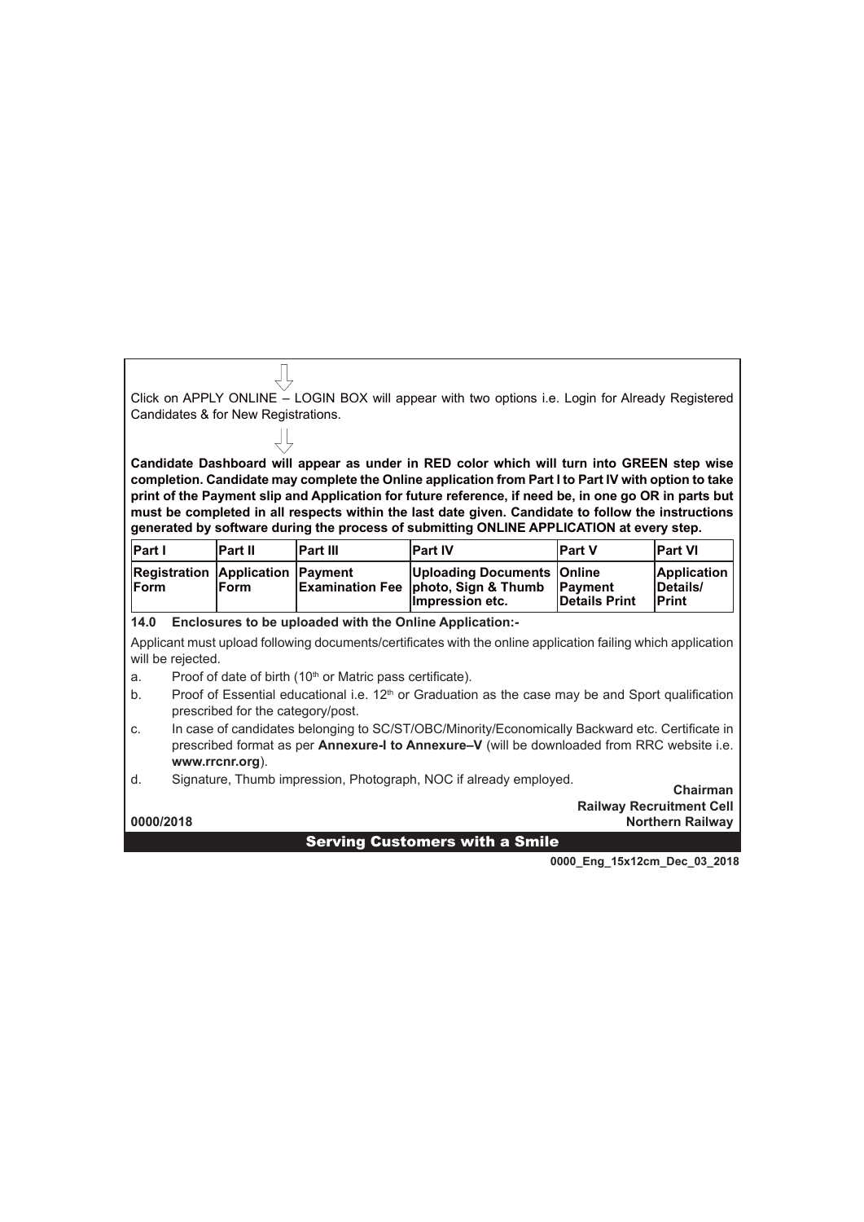Click on APPLY ONLINE – LOGIN BOX will appear with two options i.e. Login for Already Registered Candidates & for New Registrations.

**Candidate Dashboard will appear as under in RED color which will turn into GREEN step wise completion. Candidate may complete the Online application from Part I to Part IV with option to take print of the Payment slip and Application for future reference, if need be, in one go OR in parts but must be completed in all respects within the last date given. Candidate to follow the instructions generated by software during the process of submitting ONLINE APPLICATION at every step.**

| Part I | Part II | Part III | Part IV | Part V | Part VI |
|---|---|---|---|---|---|
| **Registration Form** | **Application Form** | **Payment Examination Fee** | **Uploading Documents photo, Sign & Thumb Impression etc.** | **Online Payment Details Print** | **Application Details/ Print** |

**14.0 Enclosures to be uploaded with the Online Application:-**

Applicant must upload following documents/certificates with the online application failing which application will be rejected.

a. Proof of date of birth (10th or Matric pass certificate).

b. Proof of Essential educational i.e. 12th or Graduation as the case may be and Sport qualification prescribed for the category/post.

c. In case of candidates belonging to SC/ST/OBC/Minority/Economically Backward etc. Certificate in prescribed format as per **Annexure-I to Annexure–V** (will be downloaded from RRC website i.e. **www.rrcnr.org**).

d. Signature, Thumb impression, Photograph, NOC if already employed.

**Chairman**
**Railway Recruitment Cell**
**Northern Railway**

**0000/2018**

**Serving Customers with a Smile**

**0000_Eng_15x12cm_Dec_03_2018**